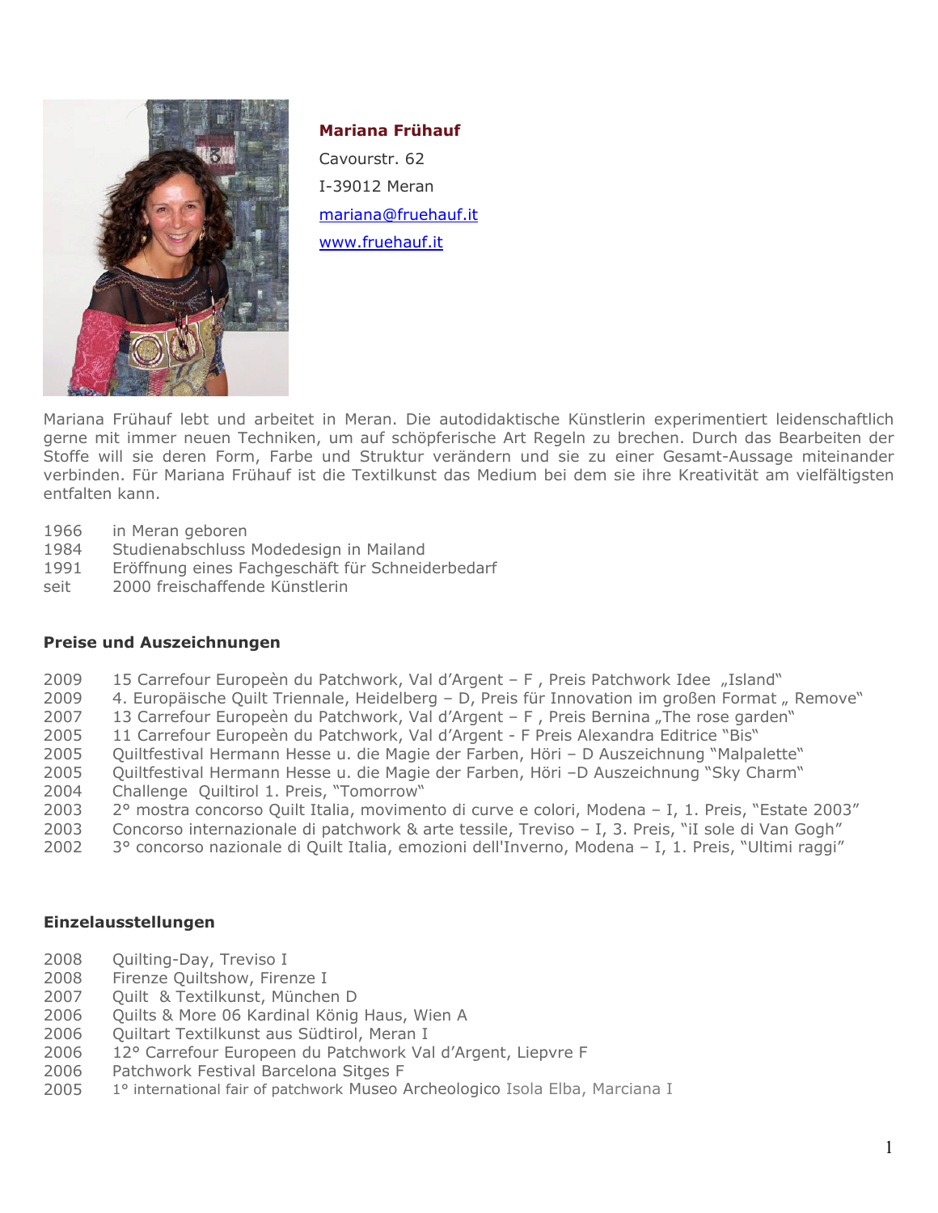**Mariana Frühauf**

Cavourstr. 62

I-39012 Meran

mariana@fruehauf.it

www.fruehauf.it

Mariana Frühauf lebt und arbeitet in Meran. Die autodidaktische Künstlerin experimentiert leidenschaftlich gerne mit immer neuen Techniken, um auf schöpferische Art Regeln zu brechen. Durch das Bearbeiten der Stoffe will sie deren Form, Farbe und Struktur verändern und sie zu einer Gesamt-Aussage miteinander verbinden. Für Mariana Frühauf ist die Textilkunst das Medium bei dem sie ihre Kreativität am vielfältigsten entfalten kann.

1966 in Meran geboren
1984 Studienabschluss Modedesign in Mailand
1991 Eröffnung eines Fachgeschäft für Schneiderbedarf
seit 2000 freischaffende Künstlerin

**Preise und Auszeichnungen**

2009 15 Carrefour Europeèn du Patchwork, Val d'Argent – F , Preis Patchwork Idee „Island"
2009 4. Europäische Quilt Triennale, Heidelberg – D, Preis für Innovation im großen Format „ Remove"
2007 13 Carrefour Europeèn du Patchwork, Val d'Argent – F , Preis Bernina „The rose garden"
2005 11 Carrefour Europeèn du Patchwork, Val d'Argent - F Preis Alexandra Editrice "Bis"
2005 Quiltfestival Hermann Hesse u. die Magie der Farben, Höri – D Auszeichnung "Malpalette"
2005 Quiltfestival Hermann Hesse u. die Magie der Farben, Höri –D Auszeichnung "Sky Charm"
2004 Challenge Quiltirol 1. Preis, "Tomorrow"
2003 2° mostra concorso Quilt Italia, movimento di curve e colori, Modena – I, 1. Preis, "Estate 2003"
2003 Concorso internazionale di patchwork & arte tessile, Treviso – I, 3. Preis, "iI sole di Van Gogh"
2002 3° concorso nazionale di Quilt Italia, emozioni dell'Inverno, Modena – I, 1. Preis, "Ultimi raggi"

**Einzelausstellungen**

2008 Quilting-Day, Treviso I
2008 Firenze Quiltshow, Firenze I
2007 Quilt & Textilkunst, München D
2006 Quilts & More 06 Kardinal König Haus, Wien A
2006 Quiltart Textilkunst aus Südtirol, Meran I
2006 12° Carrefour Europeen du Patchwork Val d'Argent, Liepvre F
2006 Patchwork Festival Barcelona Sitges F
2005 1° international fair of patchwork Museo Archeologico Isola Elba, Marciana I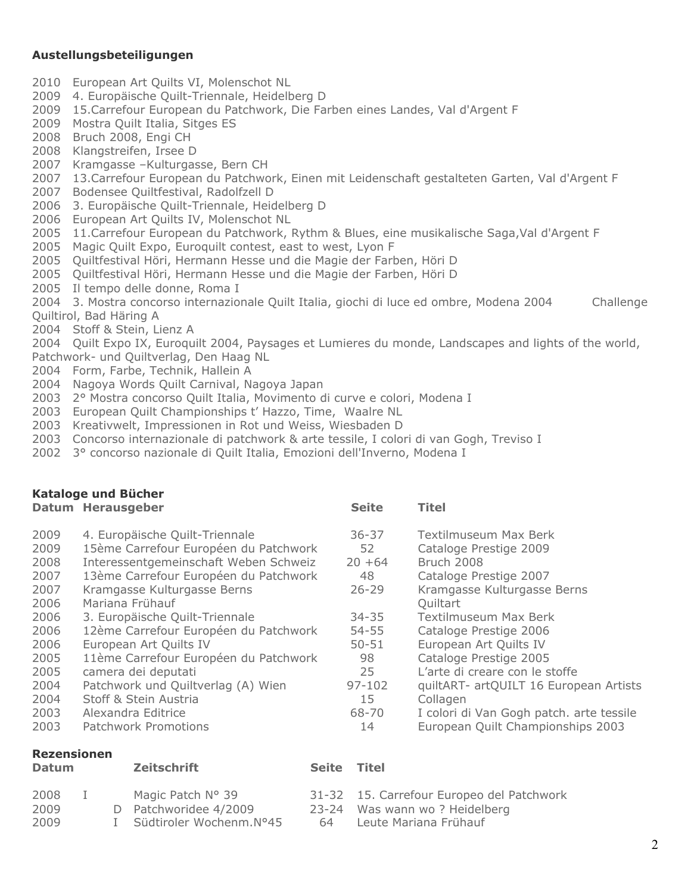**Austellungsbeteiligungen**

2010 European Art Quilts VI, Molenschot NL
2009 4. Europäische Quilt-Triennale, Heidelberg D
2009 15.Carrefour European du Patchwork, Die Farben eines Landes, Val d'Argent F
2009 Mostra Quilt Italia, Sitges ES
2008 Bruch 2008, Engi CH
2008 Klangstreifen, Irsee D
2007 Kramgasse –Kulturgasse, Bern CH
2007 13.Carrefour European du Patchwork, Einen mit Leidenschaft gestalteten Garten, Val d'Argent F
2007 Bodensee Quiltfestival, Radolfzell D
2006 3. Europäische Quilt-Triennale, Heidelberg D
2006 European Art Quilts IV, Molenschot NL
2005 11.Carrefour European du Patchwork, Rythm & Blues, eine musikalische Saga,Val d'Argent F
2005 Magic Quilt Expo, Euroquilt contest, east to west, Lyon F
2005 Quiltfestival Höri, Hermann Hesse und die Magie der Farben, Höri D
2005 Quiltfestival Höri, Hermann Hesse und die Magie der Farben, Höri D
2005 Il tempo delle donne, Roma I
2004 3. Mostra concorso internazionale Quilt Italia, giochi di luce ed ombre, Modena 2004 Challenge Quiltirol, Bad Häring A
2004 Stoff & Stein, Lienz A
2004 Quilt Expo IX, Euroquilt 2004, Paysages et Lumieres du monde, Landscapes and lights of the world, Patchwork- und Quiltverlag, Den Haag NL
2004 Form, Farbe, Technik, Hallein A
2004 Nagoya Words Quilt Carnival, Nagoya Japan
2003 2° Mostra concorso Quilt Italia, Movimento di curve e colori, Modena I
2003 European Quilt Championships t' Hazzo, Time, Waalre NL
2003 Kreativwelt, Impressionen in Rot und Weiss, Wiesbaden D
2003 Concorso internazionale di patchwork & arte tessile, I colori di van Gogh, Treviso I
2002 3° concorso nazionale di Quilt Italia, Emozioni dell'Inverno, Modena I

**Kataloge und Bücher**

| Datum | Herausgeber | Seite | Titel |
|---|---|---|---|
| 2009 | 4. Europäische Quilt-Triennale | 36-37 | Textilmuseum Max Berk |
| 2009 | 15ème Carrefour Européen du Patchwork | 52 | Cataloge Prestige 2009 |
| 2008 | Interessentgemeinschaft Weben Schweiz | 20 +64 | Bruch 2008 |
| 2007 | 13ème Carrefour Européen du Patchwork | 48 | Cataloge Prestige 2007 |
| 2007 | Kramgasse Kulturgasse Berns | 26-29 | Kramgasse Kulturgasse Berns |
| 2006 | Mariana Frühauf | | Quiltart |
| 2006 | 3. Europäische Quilt-Triennale | 34-35 | Textilmuseum Max Berk |
| 2006 | 12ème Carrefour Européen du Patchwork | 54-55 | Cataloge Prestige 2006 |
| 2006 | European Art Quilts IV | 50-51 | European Art Quilts IV |
| 2005 | 11ème Carrefour Européen du Patchwork | 98 | Cataloge Prestige 2005 |
| 2005 | camera dei deputati | 25 | L'arte di creare con le stoffe |
| 2004 | Patchwork und Quiltverlag (A) Wien | 97-102 | quiltART- artQUILT 16 European Artists |
| 2004 | Stoff & Stein Austria | 15 | Collagen |
| 2003 | Alexandra Editrice | 68-70 | I colori di Van Gogh patch. arte tessile |
| 2003 | Patchwork Promotions | 14 | European Quilt Championships 2003 |

**Rezensionen**

| Datum | | Zeitschrift | Seite | Titel |
|---|---|---|---|---|
| 2008 | I | Magic Patch N° 39 | 31-32 | 15. Carrefour Europeo del Patchwork |
| 2009 | D | Patchworidee 4/2009 | 23-24 | Was wann wo ? Heidelberg |
| 2009 | I | Südtiroler Wochenm.N°45 | 64 | Leute Mariana Frühauf |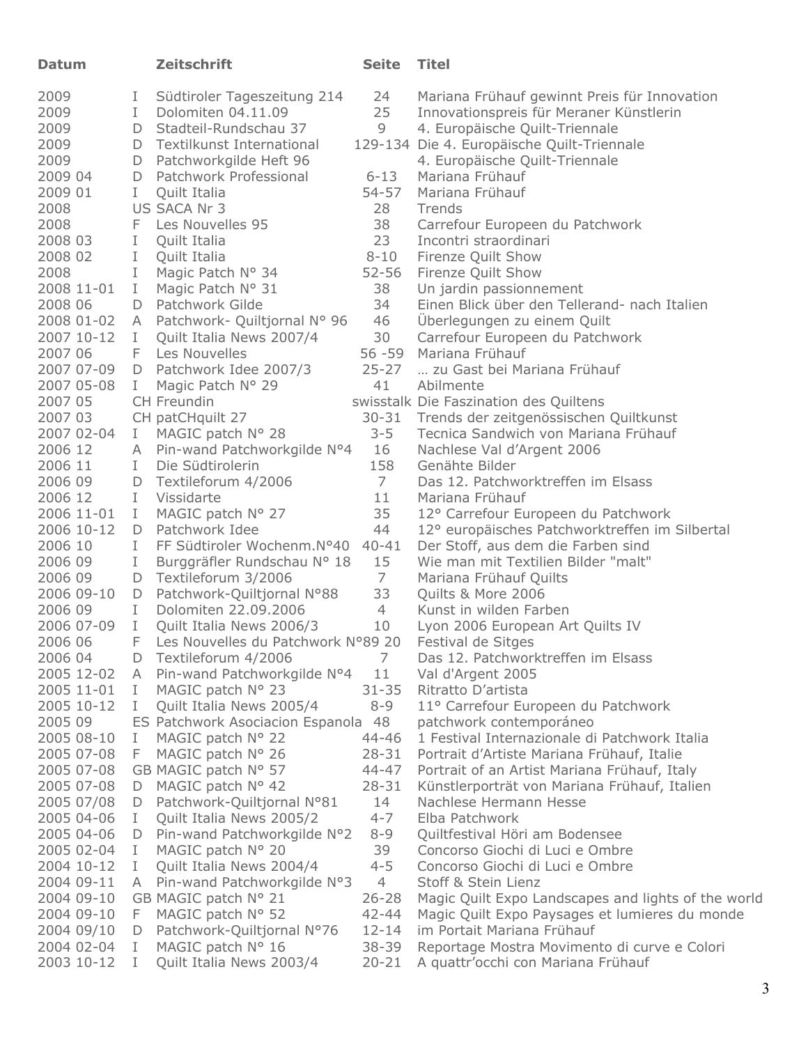| Datum | | Zeitschrift | Seite | Titel |
|---|---|---|---|---|
| 2009 | I | Südtiroler Tageszeitung 214 | 24 | Mariana Frühauf gewinnt Preis für Innovation |
| 2009 | I | Dolomiten 04.11.09 | 25 | Innovationspreis für Meraner Künstlerin |
| 2009 | D | Stadteil-Rundschau 37 | 9 | 4. Europäische Quilt-Triennale |
| 2009 | D | Textilkunst International | 129-134 | Die 4. Europäische Quilt-Triennale |
| 2009 | D | Patchworkgilde Heft 96 | | 4. Europäische Quilt-Triennale |
| 2009 04 | D | Patchwork Professional | 6-13 | Mariana Frühauf |
| 2009 01 | I | Quilt Italia | 54-57 | Mariana Frühauf |
| 2008 | US | SACA Nr 3 | 28 | Trends |
| 2008 | F | Les Nouvelles 95 | 38 | Carrefour Europeen du Patchwork |
| 2008 03 | I | Quilt Italia | 23 | Incontri straordinari |
| 2008 02 | I | Quilt Italia | 8-10 | Firenze Quilt Show |
| 2008 | I | Magic Patch N° 34 | 52-56 | Firenze Quilt Show |
| 2008 11-01 | I | Magic Patch N° 31 | 38 | Un jardin passionnement |
| 2008 06 | D | Patchwork Gilde | 34 | Einen Blick über den Tellerand- nach Italien |
| 2008 01-02 | A | Patchwork- Quiltjornal N° 96 | 46 | Überlegungen zu einem Quilt |
| 2007 10-12 | I | Quilt Italia News 2007/4 | 30 | Carrefour Europeen du Patchwork |
| 2007 06 | F | Les Nouvelles | 56 -59 | Mariana Frühauf |
| 2007 07-09 | D | Patchwork Idee 2007/3 | 25-27 | … zu Gast bei Mariana Frühauf |
| 2007 05-08 | I | Magic Patch N° 29 | 41 | Abilmente |
| 2007 05 | CH | Freundin | swisstalk | Die Faszination des Quiltens |
| 2007 03 | CH | patCHquilt 27 | 30-31 | Trends der zeitgenössischen Quiltkunst |
| 2007 02-04 | I | MAGIC patch N° 28 | 3-5 | Tecnica Sandwich von Mariana Frühauf |
| 2006 12 | A | Pin-wand Patchworkgilde N°4 | 16 | Nachlese Val d'Argent 2006 |
| 2006 11 | I | Die Südtirolerin | 158 | Genähte Bilder |
| 2006 09 | D | Textileforum 4/2006 | 7 | Das 12. Patchworktreffen im Elsass |
| 2006 12 | I | Vissidarte | 11 | Mariana Frühauf |
| 2006 11-01 | I | MAGIC patch N° 27 | 35 | 12° Carrefour Europeen du Patchwork |
| 2006 10-12 | D | Patchwork Idee | 44 | 12° europäisches Patchworktreffen im Silbertal |
| 2006 10 | I | FF Südtiroler Wochenm.N°40 | 40-41 | Der Stoff, aus dem die Farben sind |
| 2006 09 | I | Burggräfler Rundschau N° 18 | 15 | Wie man mit Textilien Bilder "malt" |
| 2006 09 | D | Textileforum 3/2006 | 7 | Mariana Frühauf Quilts |
| 2006 09-10 | D | Patchwork-Quiltjornal N°88 | 33 | Quilts & More 2006 |
| 2006 09 | I | Dolomiten 22.09.2006 | 4 | Kunst in wilden Farben |
| 2006 07-09 | I | Quilt Italia News 2006/3 | 10 | Lyon 2006 European Art Quilts IV |
| 2006 06 | F | Les Nouvelles du Patchwork N°89 | 20 | Festival de Sitges |
| 2006 04 | D | Textileforum 4/2006 | 7 | Das 12. Patchworktreffen im Elsass |
| 2005 12-02 | A | Pin-wand Patchworkgilde N°4 | 11 | Val d'Argent 2005 |
| 2005 11-01 | I | MAGIC patch N° 23 | 31-35 | Ritratto D'artista |
| 2005 10-12 | I | Quilt Italia News 2005/4 | 8-9 | 11° Carrefour Europeen du Patchwork |
| 2005 09 | ES | Patchwork Asociacion Espanola | 48 | patchwork contemporáneo |
| 2005 08-10 | I | MAGIC patch N° 22 | 44-46 | 1 Festival Internazionale di Patchwork Italia |
| 2005 07-08 | F | MAGIC patch N° 26 | 28-31 | Portrait d'Artiste Mariana Frühauf, Italie |
| 2005 07-08 | GB | MAGIC patch N° 57 | 44-47 | Portrait of an Artist Mariana Frühauf, Italy |
| 2005 07-08 | D | MAGIC patch N° 42 | 28-31 | Künstlerporträt von Mariana Frühauf, Italien |
| 2005 07/08 | D | Patchwork-Quiltjornal N°81 | 14 | Nachlese Hermann Hesse |
| 2005 04-06 | I | Quilt Italia News 2005/2 | 4-7 | Elba Patchwork |
| 2005 04-06 | D | Pin-wand Patchworkgilde N°2 | 8-9 | Quiltfestival Höri am Bodensee |
| 2005 02-04 | I | MAGIC patch N° 20 | 39 | Concorso Giochi di Luci e Ombre |
| 2004 10-12 | I | Quilt Italia News 2004/4 | 4-5 | Concorso Giochi di Luci e Ombre |
| 2004 09-11 | A | Pin-wand Patchworkgilde N°3 | 4 | Stoff & Stein Lienz |
| 2004 09-10 | GB | MAGIC patch N° 21 | 26-28 | Magic Quilt Expo Landscapes and lights of the world |
| 2004 09-10 | F | MAGIC patch N° 52 | 42-44 | Magic Quilt Expo Paysages et lumieres du monde |
| 2004 09/10 | D | Patchwork-Quiltjornal N°76 | 12-14 | im Portait Mariana Frühauf |
| 2004 02-04 | I | MAGIC patch N° 16 | 38-39 | Reportage Mostra Movimento di curve e Colori |
| 2003 10-12 | I | Quilt Italia News 2003/4 | 20-21 | A quattr'occhi con Mariana Frühauf |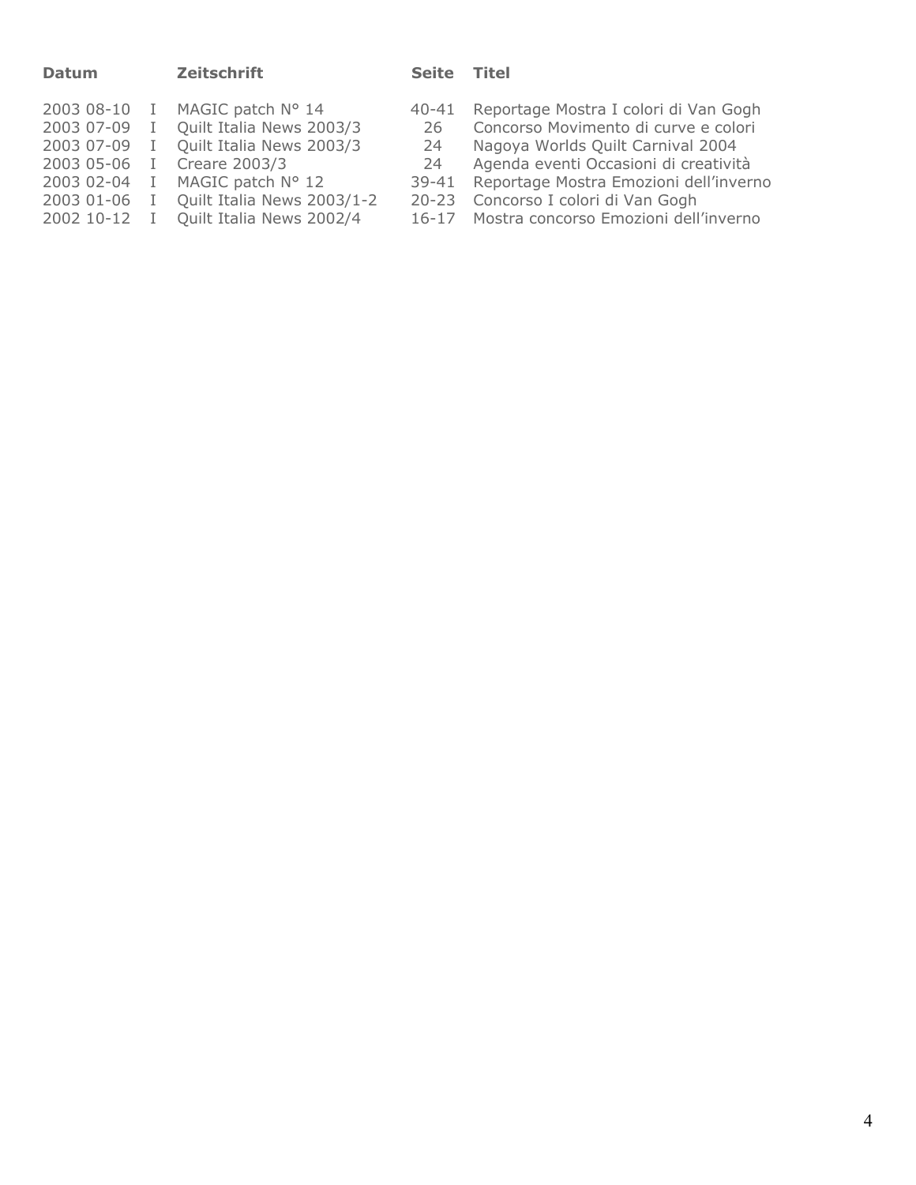| Datum | | Zeitschrift | Seite | Titel |
| --- | --- | --- | --- | --- |
| 2003 08-10 | I | MAGIC patch N° 14 | 40-41 | Reportage Mostra I colori di Van Gogh |
| 2003 07-09 | I | Quilt Italia News 2003/3 | 26 | Concorso Movimento di curve e colori |
| 2003 07-09 | I | Quilt Italia News 2003/3 | 24 | Nagoya Worlds Quilt Carnival 2004 |
| 2003 05-06 | I | Creare 2003/3 | 24 | Agenda eventi Occasioni di creatività |
| 2003 02-04 | I | MAGIC patch N° 12 | 39-41 | Reportage Mostra Emozioni dell'inverno |
| 2003 01-06 | I | Quilt Italia News 2003/1-2 | 20-23 | Concorso I colori di Van Gogh |
| 2002 10-12 | I | Quilt Italia News 2002/4 | 16-17 | Mostra concorso Emozioni dell'inverno |